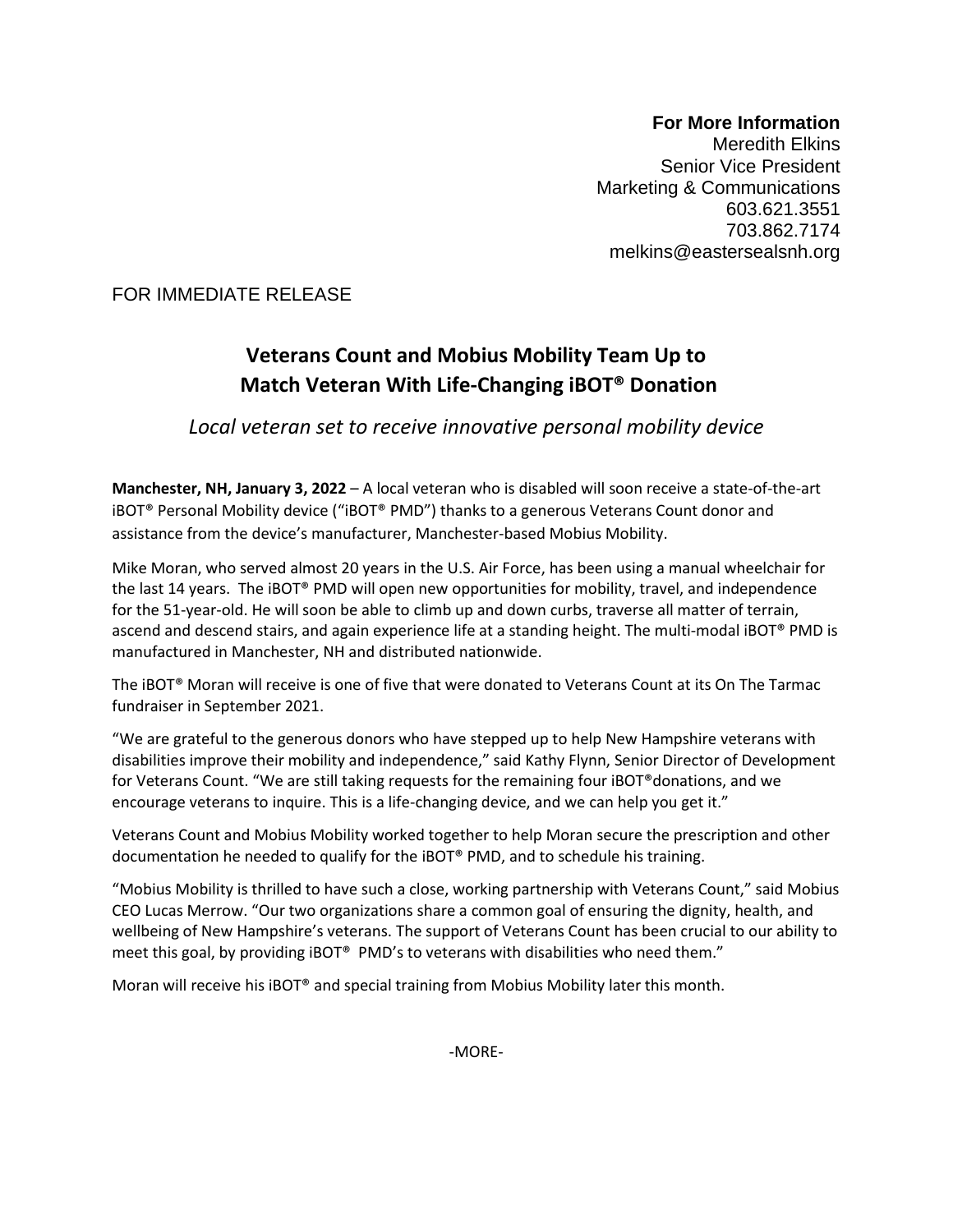**For More Information**
Meredith Elkins
Senior Vice President
Marketing & Communications
603.621.3551
703.862.7174
melkins@eastersealsnh.org

FOR IMMEDIATE RELEASE

# Veterans Count and Mobius Mobility Team Up to Match Veteran With Life-Changing iBOT® Donation

*Local veteran set to receive innovative personal mobility device*

**Manchester, NH, January 3, 2022** – A local veteran who is disabled will soon receive a state-of-the-art iBOT® Personal Mobility device ("iBOT® PMD") thanks to a generous Veterans Count donor and assistance from the device's manufacturer, Manchester-based Mobius Mobility.

Mike Moran, who served almost 20 years in the U.S. Air Force, has been using a manual wheelchair for the last 14 years. The iBOT® PMD will open new opportunities for mobility, travel, and independence for the 51-year-old. He will soon be able to climb up and down curbs, traverse all matter of terrain, ascend and descend stairs, and again experience life at a standing height. The multi-modal iBOT® PMD is manufactured in Manchester, NH and distributed nationwide.

The iBOT® Moran will receive is one of five that were donated to Veterans Count at its On The Tarmac fundraiser in September 2021.

"We are grateful to the generous donors who have stepped up to help New Hampshire veterans with disabilities improve their mobility and independence," said Kathy Flynn, Senior Director of Development for Veterans Count. "We are still taking requests for the remaining four iBOT®donations, and we encourage veterans to inquire. This is a life-changing device, and we can help you get it."

Veterans Count and Mobius Mobility worked together to help Moran secure the prescription and other documentation he needed to qualify for the iBOT® PMD, and to schedule his training.

"Mobius Mobility is thrilled to have such a close, working partnership with Veterans Count," said Mobius CEO Lucas Merrow. "Our two organizations share a common goal of ensuring the dignity, health, and wellbeing of New Hampshire's veterans. The support of Veterans Count has been crucial to our ability to meet this goal, by providing iBOT® PMD's to veterans with disabilities who need them."

Moran will receive his iBOT® and special training from Mobius Mobility later this month.

-MORE-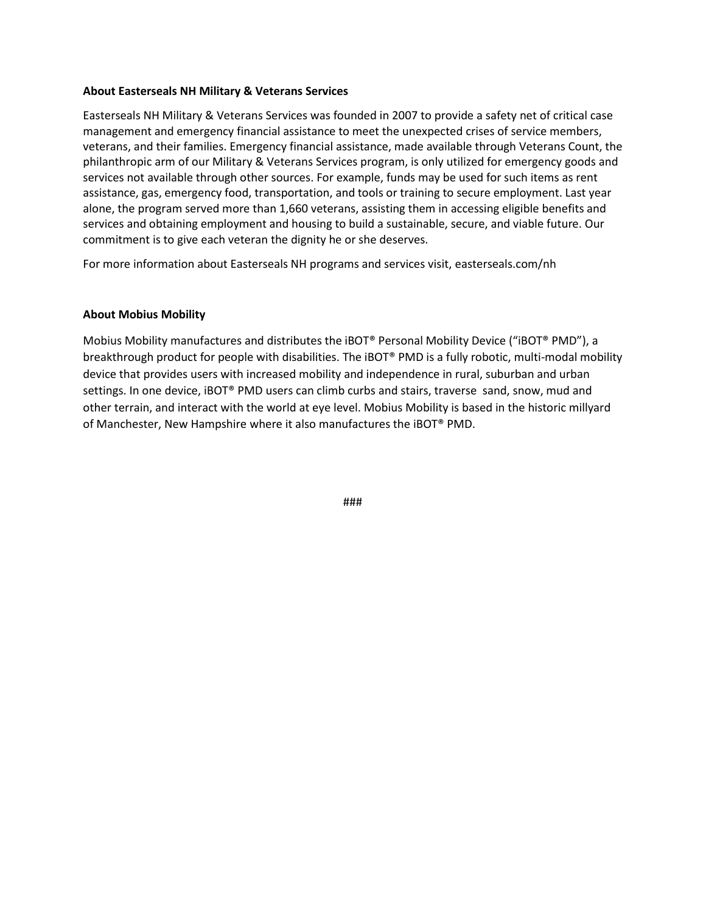**About Easterseals NH Military & Veterans Services**

Easterseals NH Military & Veterans Services was founded in 2007 to provide a safety net of critical case management and emergency financial assistance to meet the unexpected crises of service members, veterans, and their families. Emergency financial assistance, made available through Veterans Count, the philanthropic arm of our Military & Veterans Services program, is only utilized for emergency goods and services not available through other sources. For example, funds may be used for such items as rent assistance, gas, emergency food, transportation, and tools or training to secure employment. Last year alone, the program served more than 1,660 veterans, assisting them in accessing eligible benefits and services and obtaining employment and housing to build a sustainable, secure, and viable future. Our commitment is to give each veteran the dignity he or she deserves.

For more information about Easterseals NH programs and services visit, easterseals.com/nh

**About Mobius Mobility**

Mobius Mobility manufactures and distributes the iBOT® Personal Mobility Device ("iBOT® PMD"), a breakthrough product for people with disabilities. The iBOT® PMD is a fully robotic, multi-modal mobility device that provides users with increased mobility and independence in rural, suburban and urban settings. In one device, iBOT® PMD users can climb curbs and stairs, traverse sand, snow, mud and other terrain, and interact with the world at eye level. Mobius Mobility is based in the historic millyard of Manchester, New Hampshire where it also manufactures the iBOT® PMD.

###